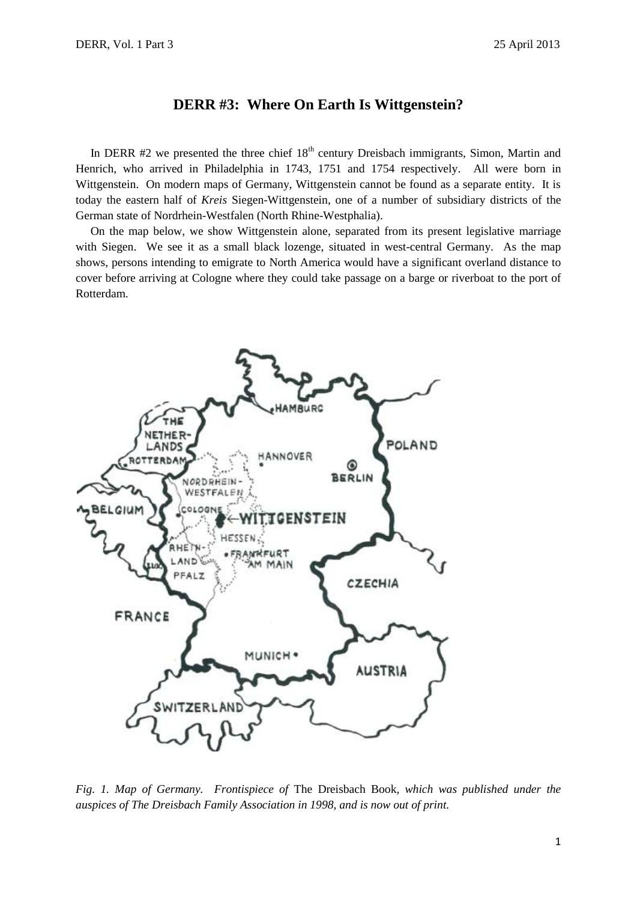# DERR #3: Where On Earth Is Wittgenstein?

In DERR #2 we presented the three chief 18th century Dreisbach immigrants, Simon, Martin and Henrich, who arrived in Philadelphia in 1743, 1751 and 1754 respectively. All were born in Wittgenstein. On modern maps of Germany, Wittgenstein cannot be found as a separate entity. It is today the eastern half of *Kreis* Siegen-Wittgenstein, one of a number of subsidiary districts of the German state of Nordrhein-Westfalen (North Rhine-Westphalia).

On the map below, we show Wittgenstein alone, separated from its present legislative marriage with Siegen. We see it as a small black lozenge, situated in west-central Germany. As the map shows, persons intending to emigrate to North America would have a significant overland distance to cover before arriving at Cologne where they could take passage on a barge or riverboat to the port of Rotterdam.

*Fig. 1. Map of Germany. Frontispiece of* The Dreisbach Book*, which was published under the auspices of The Dreisbach Family Association in 1998, and is now out of print.*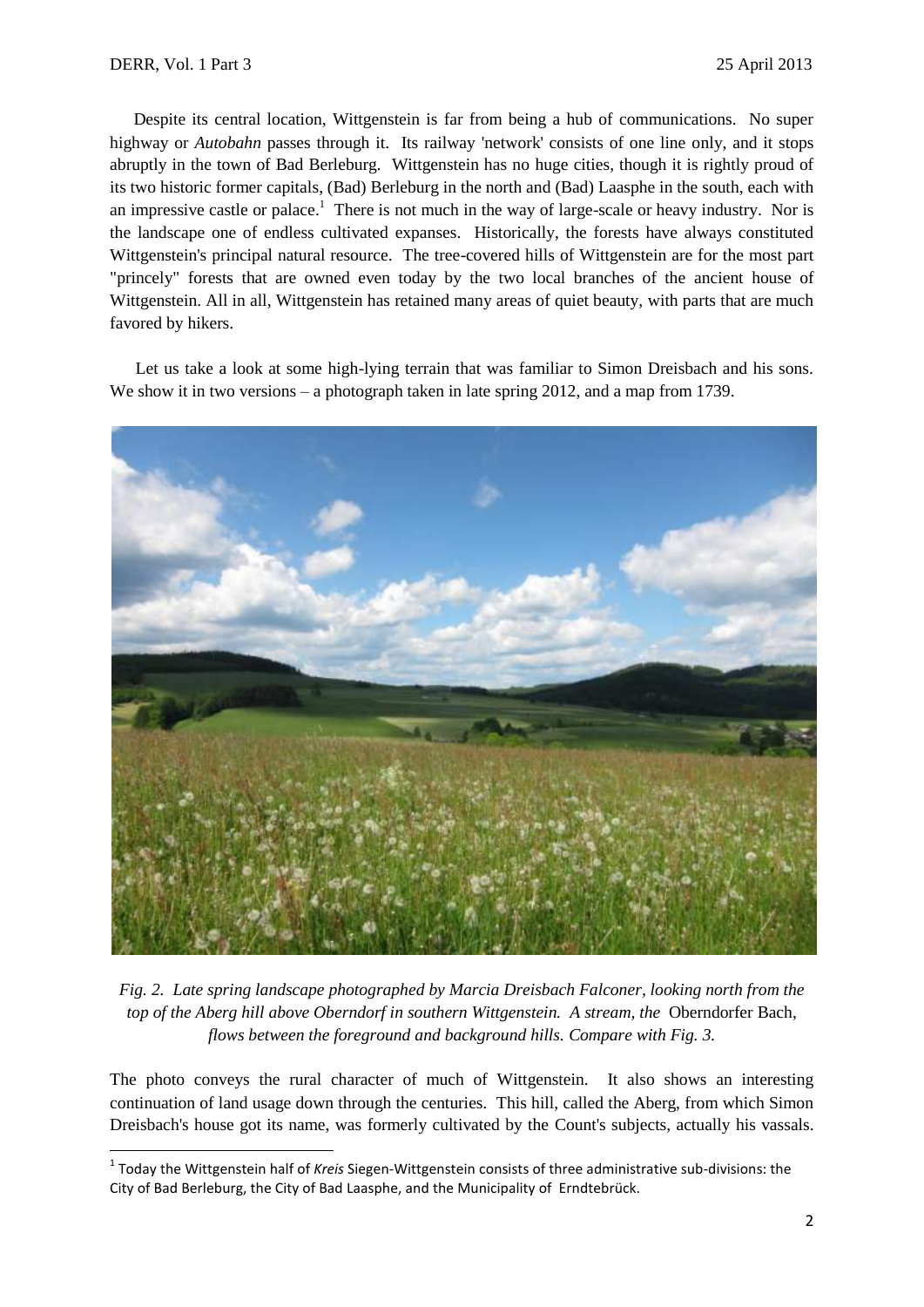Despite its central location, Wittgenstein is far from being a hub of communications. No super highway or *Autobahn* passes through it. Its railway 'network' consists of one line only, and it stops abruptly in the town of Bad Berleburg. Wittgenstein has no huge cities, though it is rightly proud of its two historic former capitals, (Bad) Berleburg in the north and (Bad) Laasphe in the south, each with an impressive castle or palace.[1] There is not much in the way of large-scale or heavy industry. Nor is the landscape one of endless cultivated expanses. Historically, the forests have always constituted Wittgenstein's principal natural resource. The tree-covered hills of Wittgenstein are for the most part "princely" forests that are owned even today by the two local branches of the ancient house of Wittgenstein. All in all, Wittgenstein has retained many areas of quiet beauty, with parts that are much favored by hikers.

Let us take a look at some high-lying terrain that was familiar to Simon Dreisbach and his sons. We show it in two versions – a photograph taken in late spring 2012, and a map from 1739.

*Fig. 2. Late spring landscape photographed by Marcia Dreisbach Falconer, looking north from the top of the Aberg hill above Oberndorf in southern Wittgenstein. A stream, the* Oberndorfer Bach, *flows between the foreground and background hills. Compare with Fig. 3.*

The photo conveys the rural character of much of Wittgenstein. It also shows an interesting continuation of land usage down through the centuries. This hill, called the Aberg, from which Simon Dreisbach's house got its name, was formerly cultivated by the Count's subjects, actually his vassals.

---

[1] Today the Wittgenstein half of *Kreis* Siegen-Wittgenstein consists of three administrative sub-divisions: the City of Bad Berleburg, the City of Bad Laasphe, and the Municipality of Erndtebrück.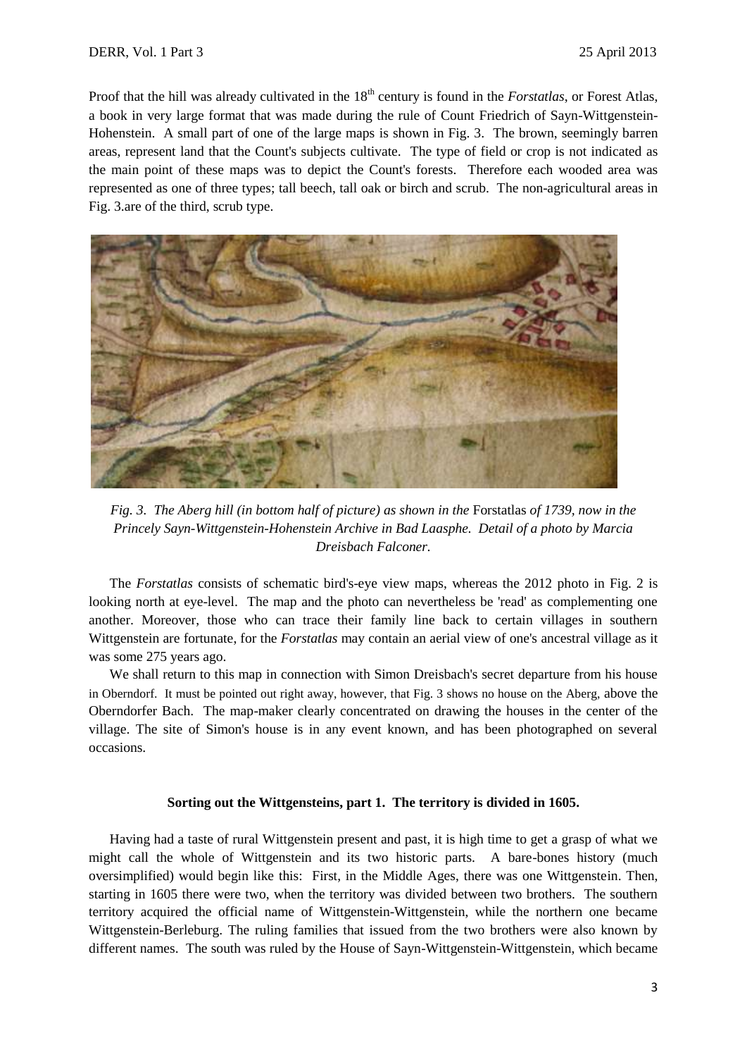Proof that the hill was already cultivated in the 18th century is found in the *Forstatlas*, or Forest Atlas, a book in very large format that was made during the rule of Count Friedrich of Sayn-Wittgenstein-Hohenstein. A small part of one of the large maps is shown in Fig. 3. The brown, seemingly barren areas, represent land that the Count's subjects cultivate. The type of field or crop is not indicated as the main point of these maps was to depict the Count's forests. Therefore each wooded area was represented as one of three types; tall beech, tall oak or birch and scrub. The non-agricultural areas in Fig. 3.are of the third, scrub type.

*Fig. 3. The Aberg hill (in bottom half of picture) as shown in the* Forstatlas *of 1739, now in the Princely Sayn-Wittgenstein-Hohenstein Archive in Bad Laasphe. Detail of a photo by Marcia Dreisbach Falconer.*

The *Forstatlas* consists of schematic bird's-eye view maps, whereas the 2012 photo in Fig. 2 is looking north at eye-level. The map and the photo can nevertheless be 'read' as complementing one another. Moreover, those who can trace their family line back to certain villages in southern Wittgenstein are fortunate, for the *Forstatlas* may contain an aerial view of one's ancestral village as it was some 275 years ago.

We shall return to this map in connection with Simon Dreisbach's secret departure from his house in Oberndorf. It must be pointed out right away, however, that Fig. 3 shows no house on the Aberg, above the Oberndorfer Bach. The map-maker clearly concentrated on drawing the houses in the center of the village. The site of Simon's house is in any event known, and has been photographed on several occasions.

### Sorting out the Wittgensteins, part 1. The territory is divided in 1605.

Having had a taste of rural Wittgenstein present and past, it is high time to get a grasp of what we might call the whole of Wittgenstein and its two historic parts. A bare-bones history (much oversimplified) would begin like this: First, in the Middle Ages, there was one Wittgenstein. Then, starting in 1605 there were two, when the territory was divided between two brothers. The southern territory acquired the official name of Wittgenstein-Wittgenstein, while the northern one became Wittgenstein-Berleburg. The ruling families that issued from the two brothers were also known by different names. The south was ruled by the House of Sayn-Wittgenstein-Wittgenstein, which became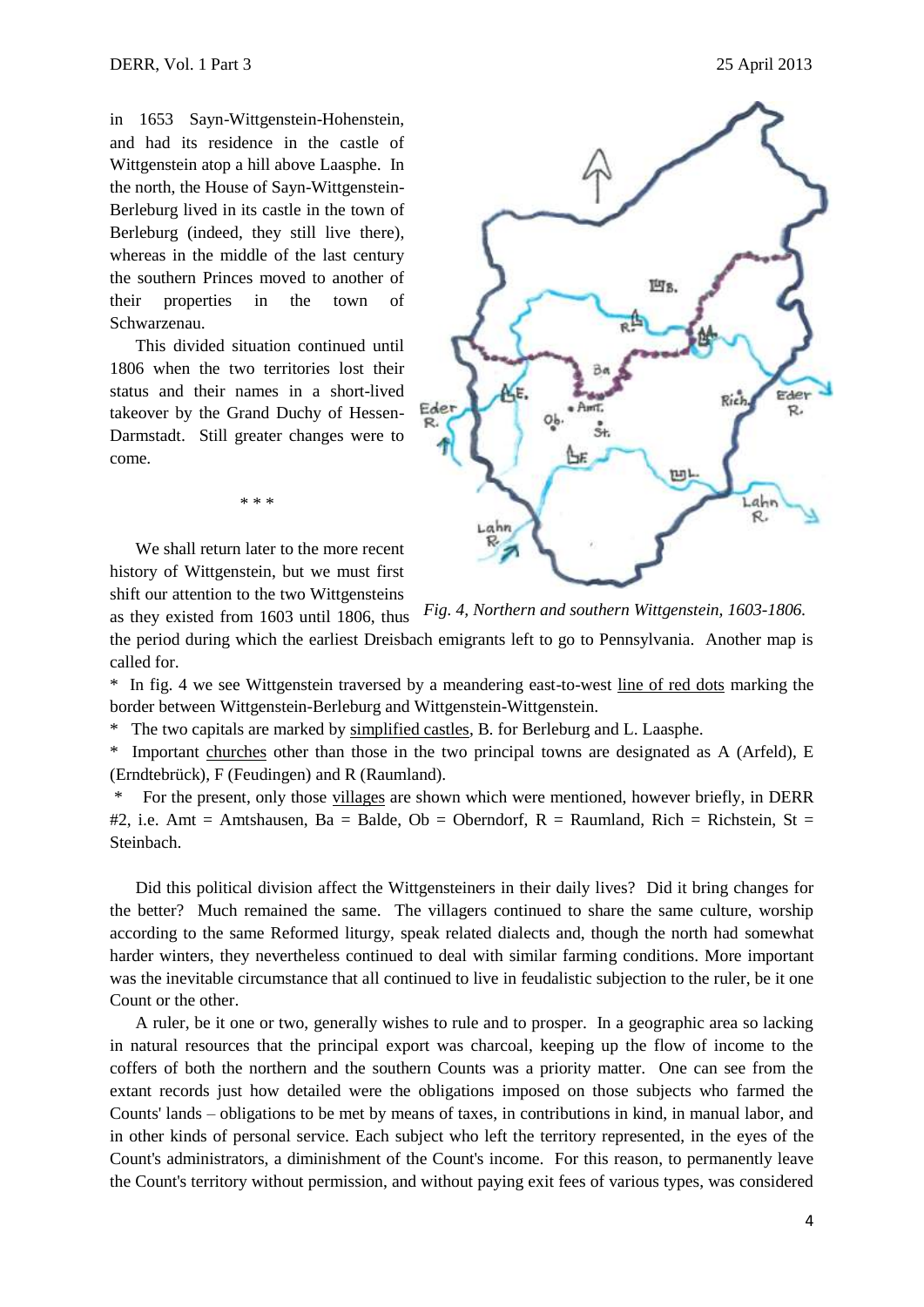in 1653 Sayn-Wittgenstein-Hohenstein, and had its residence in the castle of Wittgenstein atop a hill above Laasphe. In the north, the House of Sayn-Wittgenstein-Berleburg lived in its castle in the town of Berleburg (indeed, they still live there), whereas in the middle of the last century the southern Princes moved to another of their properties in the town of Schwarzenau.

This divided situation continued until 1806 when the two territories lost their status and their names in a short-lived takeover by the Grand Duchy of Hessen-Darmstadt. Still greater changes were to come.

\* \* \*

We shall return later to the more recent history of Wittgenstein, but we must first shift our attention to the two Wittgensteins as they existed from 1603 until 1806, thus the period during which the earliest Dreisbach emigrants left to go to Pennsylvania. Another map is called for.

*Fig. 4, Northern and southern Wittgenstein, 1603-1806.*

\* In fig. 4 we see Wittgenstein traversed by a meandering east-to-west <u>line of red dots</u> marking the border between Wittgenstein-Berleburg and Wittgenstein-Wittgenstein.

\* The two capitals are marked by <u>simplified castles</u>, B. for Berleburg and L. Laasphe.

\* Important <u>churches</u> other than those in the two principal towns are designated as A (Arfeld), E (Erndtebrück), F (Feudingen) and R (Raumland).

\* For the present, only those <u>villages</u> are shown which were mentioned, however briefly, in DERR #2, i.e. Amt = Amtshausen, Ba = Balde, Ob = Oberndorf, R = Raumland, Rich = Richstein, St = Steinbach.

Did this political division affect the Wittgensteiners in their daily lives? Did it bring changes for the better? Much remained the same. The villagers continued to share the same culture, worship according to the same Reformed liturgy, speak related dialects and, though the north had somewhat harder winters, they nevertheless continued to deal with similar farming conditions. More important was the inevitable circumstance that all continued to live in feudalistic subjection to the ruler, be it one Count or the other.

A ruler, be it one or two, generally wishes to rule and to prosper. In a geographic area so lacking in natural resources that the principal export was charcoal, keeping up the flow of income to the coffers of both the northern and the southern Counts was a priority matter. One can see from the extant records just how detailed were the obligations imposed on those subjects who farmed the Counts' lands – obligations to be met by means of taxes, in contributions in kind, in manual labor, and in other kinds of personal service. Each subject who left the territory represented, in the eyes of the Count's administrators, a diminishment of the Count's income. For this reason, to permanently leave the Count's territory without permission, and without paying exit fees of various types, was considered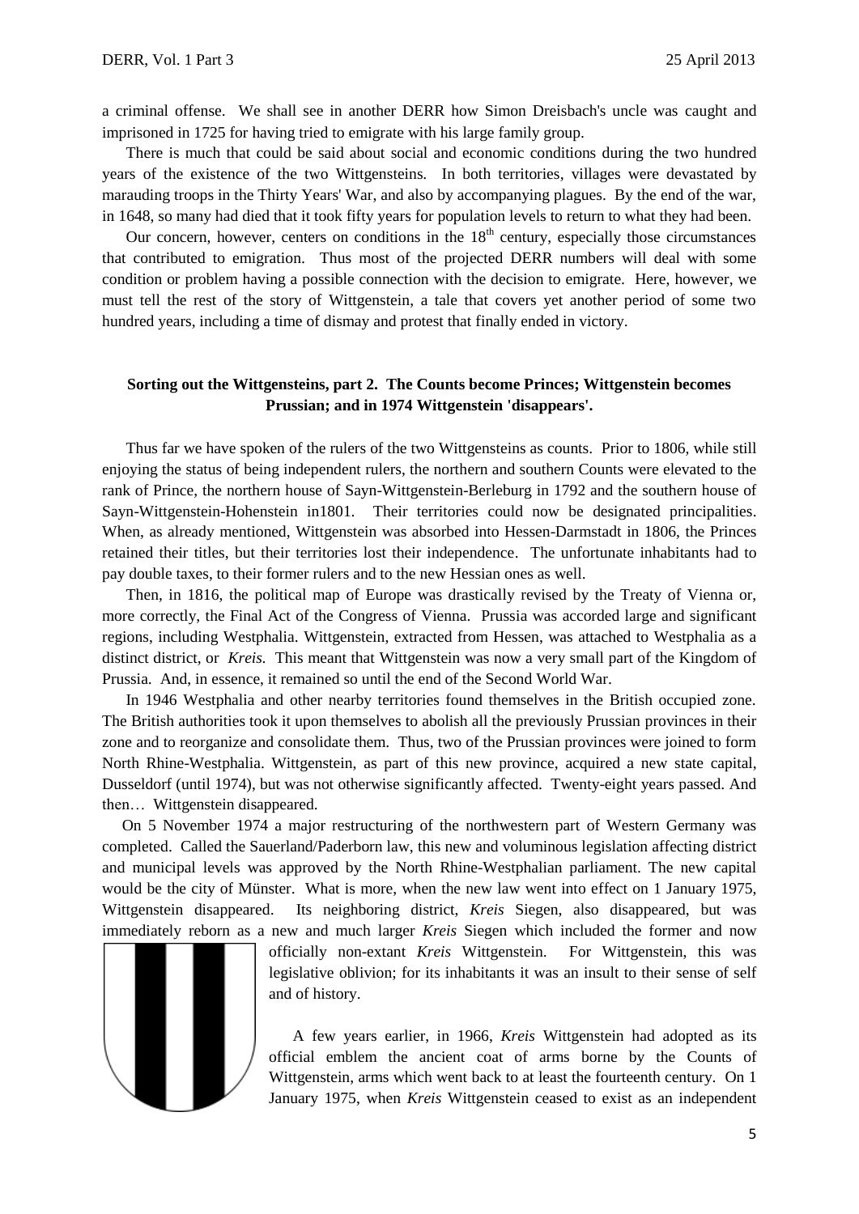a criminal offense. We shall see in another DERR how Simon Dreisbach's uncle was caught and imprisoned in 1725 for having tried to emigrate with his large family group.

There is much that could be said about social and economic conditions during the two hundred years of the existence of the two Wittgensteins. In both territories, villages were devastated by marauding troops in the Thirty Years' War, and also by accompanying plagues. By the end of the war, in 1648, so many had died that it took fifty years for population levels to return to what they had been.

Our concern, however, centers on conditions in the 18th century, especially those circumstances that contributed to emigration. Thus most of the projected DERR numbers will deal with some condition or problem having a possible connection with the decision to emigrate. Here, however, we must tell the rest of the story of Wittgenstein, a tale that covers yet another period of some two hundred years, including a time of dismay and protest that finally ended in victory.

**Sorting out the Wittgensteins, part 2. The Counts become Princes; Wittgenstein becomes Prussian; and in 1974 Wittgenstein 'disappears'.**

Thus far we have spoken of the rulers of the two Wittgensteins as counts. Prior to 1806, while still enjoying the status of being independent rulers, the northern and southern Counts were elevated to the rank of Prince, the northern house of Sayn-Wittgenstein-Berleburg in 1792 and the southern house of Sayn-Wittgenstein-Hohenstein in1801. Their territories could now be designated principalities. When, as already mentioned, Wittgenstein was absorbed into Hessen-Darmstadt in 1806, the Princes retained their titles, but their territories lost their independence. The unfortunate inhabitants had to pay double taxes, to their former rulers and to the new Hessian ones as well.

Then, in 1816, the political map of Europe was drastically revised by the Treaty of Vienna or, more correctly, the Final Act of the Congress of Vienna. Prussia was accorded large and significant regions, including Westphalia. Wittgenstein, extracted from Hessen, was attached to Westphalia as a distinct district, or *Kreis.* This meant that Wittgenstein was now a very small part of the Kingdom of Prussia. And, in essence, it remained so until the end of the Second World War.

In 1946 Westphalia and other nearby territories found themselves in the British occupied zone. The British authorities took it upon themselves to abolish all the previously Prussian provinces in their zone and to reorganize and consolidate them. Thus, two of the Prussian provinces were joined to form North Rhine-Westphalia. Wittgenstein, as part of this new province, acquired a new state capital, Dusseldorf (until 1974), but was not otherwise significantly affected. Twenty-eight years passed. And then… Wittgenstein disappeared.

On 5 November 1974 a major restructuring of the northwestern part of Western Germany was completed. Called the Sauerland/Paderborn law, this new and voluminous legislation affecting district and municipal levels was approved by the North Rhine-Westphalian parliament. The new capital would be the city of Münster. What is more, when the new law went into effect on 1 January 1975, Wittgenstein disappeared. Its neighboring district, *Kreis* Siegen, also disappeared, but was immediately reborn as a new and much larger *Kreis* Siegen which included the former and now officially non-extant *Kreis* Wittgenstein. For Wittgenstein, this was legislative oblivion; for its inhabitants it was an insult to their sense of self and of history.

A few years earlier, in 1966, *Kreis* Wittgenstein had adopted as its official emblem the ancient coat of arms borne by the Counts of Wittgenstein, arms which went back to at least the fourteenth century. On 1 January 1975, when *Kreis* Wittgenstein ceased to exist as an independent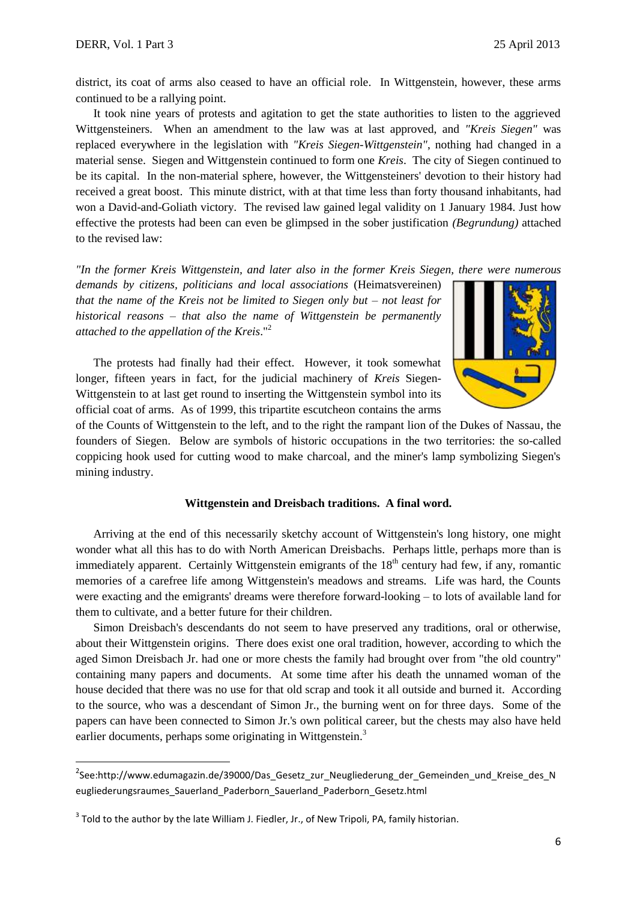district, its coat of arms also ceased to have an official role. In Wittgenstein, however, these arms continued to be a rallying point.

It took nine years of protests and agitation to get the state authorities to listen to the aggrieved Wittgensteiners. When an amendment to the law was at last approved, and *"Kreis Siegen"* was replaced everywhere in the legislation with *"Kreis Siegen-Wittgenstein"*, nothing had changed in a material sense. Siegen and Wittgenstein continued to form one *Kreis*. The city of Siegen continued to be its capital. In the non-material sphere, however, the Wittgensteiners' devotion to their history had received a great boost. This minute district, with at that time less than forty thousand inhabitants, had won a David-and-Goliath victory. The revised law gained legal validity on 1 January 1984. Just how effective the protests had been can even be glimpsed in the sober justification *(Begrundung)* attached to the revised law:

*"In the former Kreis Wittgenstein, and later also in the former Kreis Siegen, there were numerous demands by citizens, politicians and local associations* (Heimatsvereinen) *that the name of the Kreis not be limited to Siegen only but – not least for historical reasons – that also the name of Wittgenstein be permanently attached to the appellation of the Kreis*."[2]

The protests had finally had their effect. However, it took somewhat longer, fifteen years in fact, for the judicial machinery of *Kreis* Siegen-Wittgenstein to at last get round to inserting the Wittgenstein symbol into its official coat of arms. As of 1999, this tripartite escutcheon contains the arms of the Counts of Wittgenstein to the left, and to the right the rampant lion of the Dukes of Nassau, the founders of Siegen. Below are symbols of historic occupations in the two territories: the so-called coppicing hook used for cutting wood to make charcoal, and the miner's lamp symbolizing Siegen's mining industry.

**Wittgenstein and Dreisbach traditions. A final word.**

Arriving at the end of this necessarily sketchy account of Wittgenstein's long history, one might wonder what all this has to do with North American Dreisbachs. Perhaps little, perhaps more than is immediately apparent. Certainly Wittgenstein emigrants of the 18th century had few, if any, romantic memories of a carefree life among Wittgenstein's meadows and streams. Life was hard, the Counts were exacting and the emigrants' dreams were therefore forward-looking – to lots of available land for them to cultivate, and a better future for their children.

Simon Dreisbach's descendants do not seem to have preserved any traditions, oral or otherwise, about their Wittgenstein origins. There does exist one oral tradition, however, according to which the aged Simon Dreisbach Jr. had one or more chests the family had brought over from "the old country" containing many papers and documents. At some time after his death the unnamed woman of the house decided that there was no use for that old scrap and took it all outside and burned it. According to the source, who was a descendant of Simon Jr., the burning went on for three days. Some of the papers can have been connected to Simon Jr.'s own political career, but the chests may also have held earlier documents, perhaps some originating in Wittgenstein.[3]

---

[2] See:http://www.edumagazin.de/39000/Das_Gesetz_zur_Neugliederung_der_Gemeinden_und_Kreise_des_Neugliederungsraumes_Sauerland_Paderborn_Sauerland_Paderborn_Gesetz.html

[3] Told to the author by the late William J. Fiedler, Jr., of New Tripoli, PA, family historian.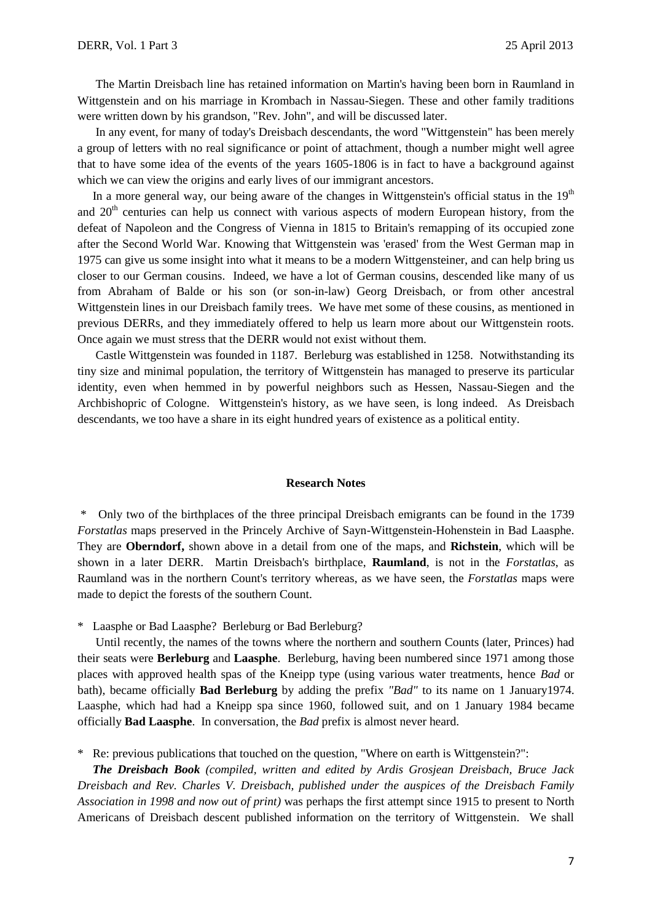The Martin Dreisbach line has retained information on Martin's having been born in Raumland in Wittgenstein and on his marriage in Krombach in Nassau-Siegen. These and other family traditions were written down by his grandson, "Rev. John", and will be discussed later.

In any event, for many of today's Dreisbach descendants, the word "Wittgenstein" has been merely a group of letters with no real significance or point of attachment, though a number might well agree that to have some idea of the events of the years 1605-1806 is in fact to have a background against which we can view the origins and early lives of our immigrant ancestors.

In a more general way, our being aware of the changes in Wittgenstein's official status in the 19th and 20th centuries can help us connect with various aspects of modern European history, from the defeat of Napoleon and the Congress of Vienna in 1815 to Britain's remapping of its occupied zone after the Second World War. Knowing that Wittgenstein was 'erased' from the West German map in 1975 can give us some insight into what it means to be a modern Wittgensteiner, and can help bring us closer to our German cousins. Indeed, we have a lot of German cousins, descended like many of us from Abraham of Balde or his son (or son-in-law) Georg Dreisbach, or from other ancestral Wittgenstein lines in our Dreisbach family trees. We have met some of these cousins, as mentioned in previous DERRs, and they immediately offered to help us learn more about our Wittgenstein roots. Once again we must stress that the DERR would not exist without them.

Castle Wittgenstein was founded in 1187. Berleburg was established in 1258. Notwithstanding its tiny size and minimal population, the territory of Wittgenstein has managed to preserve its particular identity, even when hemmed in by powerful neighbors such as Hessen, Nassau-Siegen and the Archbishopric of Cologne. Wittgenstein's history, as we have seen, is long indeed. As Dreisbach descendants, we too have a share in its eight hundred years of existence as a political entity.

## Research Notes

\* Only two of the birthplaces of the three principal Dreisbach emigrants can be found in the 1739 *Forstatlas* maps preserved in the Princely Archive of Sayn-Wittgenstein-Hohenstein in Bad Laasphe. They are **Oberndorf,** shown above in a detail from one of the maps, and **Richstein**, which will be shown in a later DERR. Martin Dreisbach's birthplace, **Raumland**, is not in the *Forstatlas*, as Raumland was in the northern Count's territory whereas, as we have seen, the *Forstatlas* maps were made to depict the forests of the southern Count.

\* Laasphe or Bad Laasphe? Berleburg or Bad Berleburg?

Until recently, the names of the towns where the northern and southern Counts (later, Princes) had their seats were **Berleburg** and **Laasphe**. Berleburg, having been numbered since 1971 among those places with approved health spas of the Kneipp type (using various water treatments, hence *Bad* or bath), became officially **Bad Berleburg** by adding the prefix *"Bad"* to its name on 1 January1974. Laasphe, which had had a Kneipp spa since 1960, followed suit, and on 1 January 1984 became officially **Bad Laasphe**. In conversation, the *Bad* prefix is almost never heard.

\* Re: previous publications that touched on the question, "Where on earth is Wittgenstein?":

***The Dreisbach Book** (compiled, written and edited by Ardis Grosjean Dreisbach, Bruce Jack Dreisbach and Rev. Charles V. Dreisbach, published under the auspices of the Dreisbach Family Association in 1998 and now out of print)* was perhaps the first attempt since 1915 to present to North Americans of Dreisbach descent published information on the territory of Wittgenstein. We shall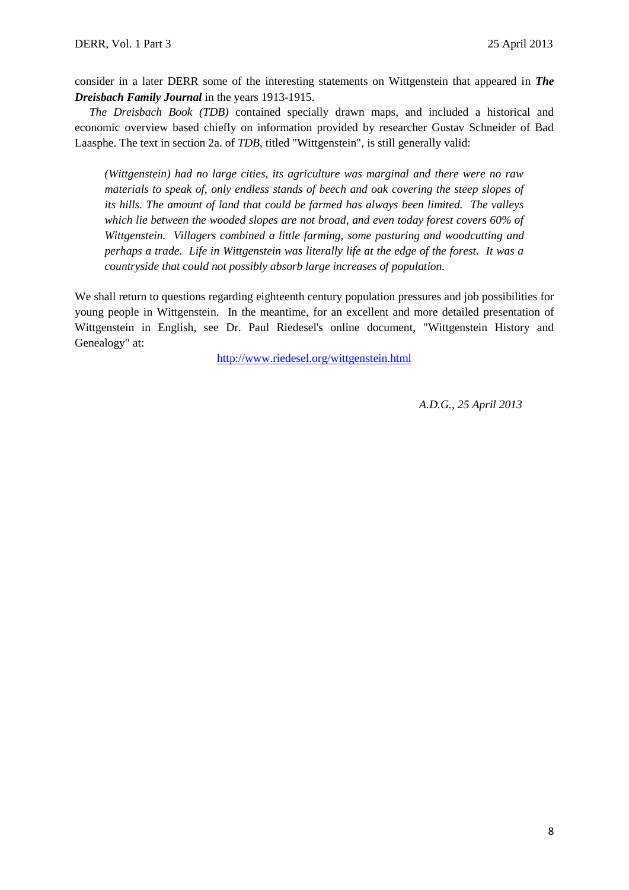consider in a later DERR some of the interesting statements on Wittgenstein that appeared in ***The Dreisbach Family Journal*** in the years 1913-1915.

*The Dreisbach Book (TDB)* contained specially drawn maps, and included a historical and economic overview based chiefly on information provided by researcher Gustav Schneider of Bad Laasphe. The text in section 2a. of *TDB*, titled "Wittgenstein", is still generally valid:

> *(Wittgenstein) had no large cities, its agriculture was marginal and there were no raw materials to speak of, only endless stands of beech and oak covering the steep slopes of its hills. The amount of land that could be farmed has always been limited. The valleys which lie between the wooded slopes are not broad, and even today forest covers 60% of Wittgenstein. Villagers combined a little farming, some pasturing and woodcutting and perhaps a trade. Life in Wittgenstein was literally life at the edge of the forest. It was a countryside that could not possibly absorb large increases of population.*

We shall return to questions regarding eighteenth century population pressures and job possibilities for young people in Wittgenstein. In the meantime, for an excellent and more detailed presentation of Wittgenstein in English, see Dr. Paul Riedesel's online document, "Wittgenstein History and Genealogy" at:

http://www.riedesel.org/wittgenstein.html

*A.D.G., 25 April 2013*